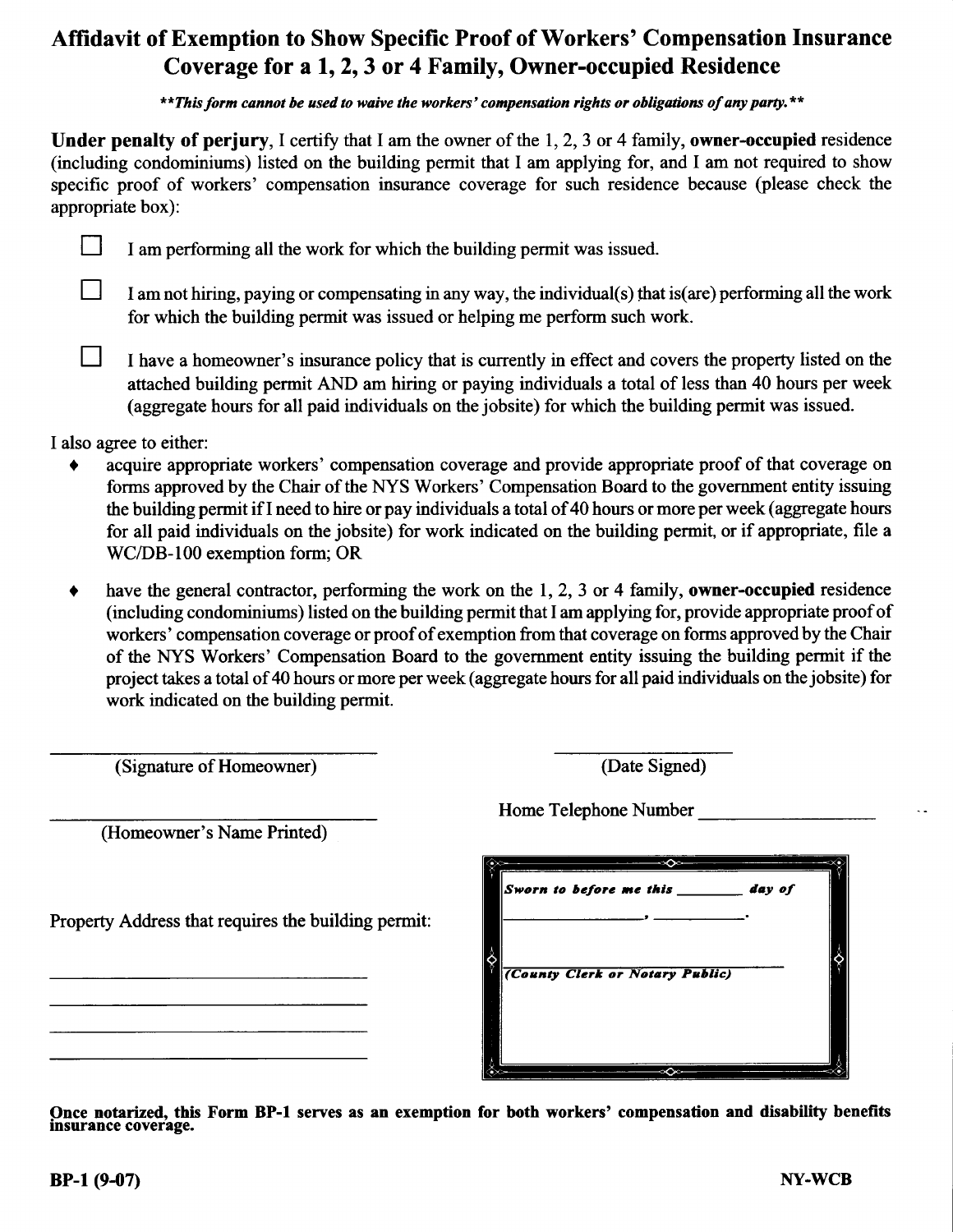# Affidavit of Exemption to Show Specific Proof of Workers' Compensation Insurance Coverage for a 1, 2, 3 or 4 Family, Owner-occupied Residence

***\*\*This form cannot be used to waive the workers' compensation rights or obligations of any party.\*\****

**Under penalty of perjury**, I certify that I am the owner of the 1, 2, 3 or 4 family, **owner-occupied** residence (including condominiums) listed on the building permit that I am applying for, and I am not required to show specific proof of workers' compensation insurance coverage for such residence because (please check the appropriate box):

☐ I am performing all the work for which the building permit was issued.

☐ I am not hiring, paying or compensating in any way, the individual(s) that is(are) performing all the work for which the building permit was issued or helping me perform such work.

☐ I have a homeowner's insurance policy that is currently in effect and covers the property listed on the attached building permit AND am hiring or paying individuals a total of less than 40 hours per week (aggregate hours for all paid individuals on the jobsite) for which the building permit was issued.

I also agree to either:

- acquire appropriate workers' compensation coverage and provide appropriate proof of that coverage on forms approved by the Chair of the NYS Workers' Compensation Board to the government entity issuing the building permit if I need to hire or pay individuals a total of 40 hours or more per week (aggregate hours for all paid individuals on the jobsite) for work indicated on the building permit, or if appropriate, file a WC/DB-100 exemption form; OR
- have the general contractor, performing the work on the 1, 2, 3 or 4 family, **owner-occupied** residence (including condominiums) listed on the building permit that I am applying for, provide appropriate proof of workers' compensation coverage or proof of exemption from that coverage on forms approved by the Chair of the NYS Workers' Compensation Board to the government entity issuing the building permit if the project takes a total of 40 hours or more per week (aggregate hours for all paid individuals on the jobsite) for work indicated on the building permit.

\_\_\_\_\_\_\_\_\_\_\_\_\_\_\_\_\_\_\_\_\_\_\_\_\_\_\_\_\_\_
(Signature of Homeowner)

\_\_\_\_\_\_\_\_\_\_\_\_\_\_\_\_\_\_
(Date Signed)

Home Telephone Number \_\_\_\_\_\_\_\_\_\_\_\_\_\_\_\_\_\_

\_\_\_\_\_\_\_\_\_\_\_\_\_\_\_\_\_\_\_\_\_\_\_\_\_\_\_\_\_\_
(Homeowner's Name Printed)

Property Address that requires the building permit:

\_\_\_\_\_\_\_\_\_\_\_\_\_\_\_\_\_\_\_\_\_\_\_\_\_\_\_\_\_\_

\_\_\_\_\_\_\_\_\_\_\_\_\_\_\_\_\_\_\_\_\_\_\_\_\_\_\_\_\_\_

\_\_\_\_\_\_\_\_\_\_\_\_\_\_\_\_\_\_\_\_\_\_\_\_\_\_\_\_\_\_

\_\_\_\_\_\_\_\_\_\_\_\_\_\_\_\_\_\_\_\_\_\_\_\_\_\_\_\_\_\_

***Sworn to before me this \_\_\_\_\_\_\_\_ day of***

\_\_\_\_\_\_\_\_\_\_\_\_\_\_\_\_, \_\_\_\_\_\_\_\_\_\_.

\_\_\_\_\_\_\_\_\_\_\_\_\_\_\_\_\_\_\_\_\_\_\_\_\_\_\_\_\_\_
***(County Clerk or Notary Public)***

**Once notarized, this Form BP-1 serves as an exemption for both workers' compensation and disability benefits insurance coverage.**

**BP-1 (9-07)** **NY-WCB**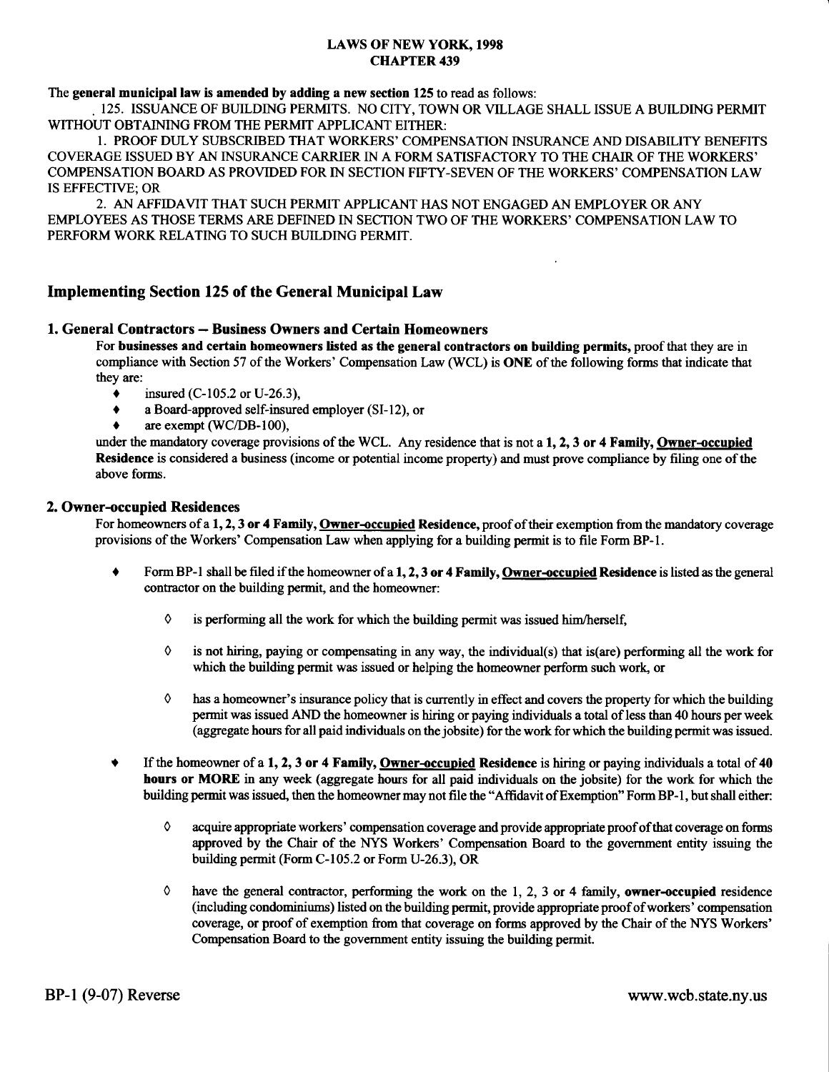**LAWS OF NEW YORK, 1998**
**CHAPTER 439**

The **general municipal law is amended by adding a new section 125** to read as follows:

. 125. ISSUANCE OF BUILDING PERMITS. NO CITY, TOWN OR VILLAGE SHALL ISSUE A BUILDING PERMIT WITHOUT OBTAINING FROM THE PERMIT APPLICANT EITHER:

1. PROOF DULY SUBSCRIBED THAT WORKERS' COMPENSATION INSURANCE AND DISABILITY BENEFITS COVERAGE ISSUED BY AN INSURANCE CARRIER IN A FORM SATISFACTORY TO THE CHAIR OF THE WORKERS' COMPENSATION BOARD AS PROVIDED FOR IN SECTION FIFTY-SEVEN OF THE WORKERS' COMPENSATION LAW IS EFFECTIVE; OR

2. AN AFFIDAVIT THAT SUCH PERMIT APPLICANT HAS NOT ENGAGED AN EMPLOYER OR ANY EMPLOYEES AS THOSE TERMS ARE DEFINED IN SECTION TWO OF THE WORKERS' COMPENSATION LAW TO PERFORM WORK RELATING TO SUCH BUILDING PERMIT.

## Implementing Section 125 of the General Municipal Law

### 1. General Contractors – Business Owners and Certain Homeowners

For **businesses and certain homeowners listed as the general contractors on building permits,** proof that they are in compliance with Section 57 of the Workers' Compensation Law (WCL) is **ONE** of the following forms that indicate that they are:

- insured (C-105.2 or U-26.3),
- a Board-approved self-insured employer (SI-12), or
- are exempt (WC/DB-100),

under the mandatory coverage provisions of the WCL. Any residence that is not a **1, 2, 3 or 4 Family, Owner-occupied Residence** is considered a business (income or potential income property) and must prove compliance by filing one of the above forms.

### 2. Owner-occupied Residences

For homeowners of a **1, 2, 3 or 4 Family, Owner-occupied Residence,** proof of their exemption from the mandatory coverage provisions of the Workers' Compensation Law when applying for a building permit is to file Form BP-1.

- Form BP-1 shall be filed if the homeowner of a **1, 2, 3 or 4 Family, Owner-occupied Residence** is listed as the general contractor on the building permit, and the homeowner:
  - is performing all the work for which the building permit was issued him/herself,
  - is not hiring, paying or compensating in any way, the individual(s) that is(are) performing all the work for which the building permit was issued or helping the homeowner perform such work, or
  - has a homeowner's insurance policy that is currently in effect and covers the property for which the building permit was issued AND the homeowner is hiring or paying individuals a total of less than 40 hours per week (aggregate hours for all paid individuals on the jobsite) for the work for which the building permit was issued.
- If the homeowner of a **1, 2, 3 or 4 Family, Owner-occupied Residence** is hiring or paying individuals a total of **40 hours or MORE** in any week (aggregate hours for all paid individuals on the jobsite) for the work for which the building permit was issued, then the homeowner may not file the "Affidavit of Exemption" Form BP-1, but shall either:
  - acquire appropriate workers' compensation coverage and provide appropriate proof of that coverage on forms approved by the Chair of the NYS Workers' Compensation Board to the government entity issuing the building permit (Form C-105.2 or Form U-26.3), OR
  - have the general contractor, performing the work on the 1, 2, 3 or 4 family, **owner-occupied** residence (including condominiums) listed on the building permit, provide appropriate proof of workers' compensation coverage, or proof of exemption from that coverage on forms approved by the Chair of the NYS Workers' Compensation Board to the government entity issuing the building permit.

BP-1 (9-07) Reverse

www.wcb.state.ny.us